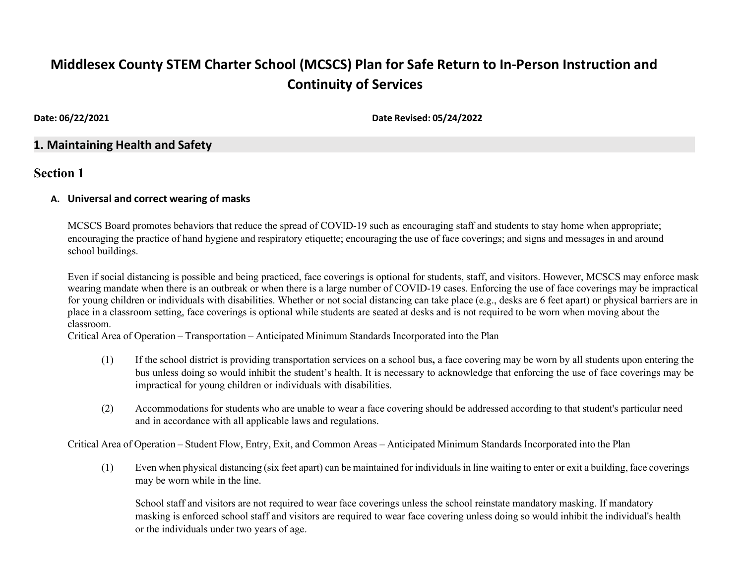# Middlesex County STEM Charter School (MCSCS) Plan for Safe Return to In-Person Instruction and Continuity of Services

**Date: 06/22/2021** **Date Revised: 05/24/2022**

## 1. Maintaining Health and Safety

## Section 1

### A. Universal and correct wearing of masks

MCSCS Board promotes behaviors that reduce the spread of COVID-19 such as encouraging staff and students to stay home when appropriate; encouraging the practice of hand hygiene and respiratory etiquette; encouraging the use of face coverings; and signs and messages in and around school buildings.

Even if social distancing is possible and being practiced, face coverings is optional for students, staff, and visitors. However, MCSCS may enforce mask wearing mandate when there is an outbreak or when there is a large number of COVID-19 cases. Enforcing the use of face coverings may be impractical for young children or individuals with disabilities. Whether or not social distancing can take place (e.g., desks are 6 feet apart) or physical barriers are in place in a classroom setting, face coverings is optional while students are seated at desks and is not required to be worn when moving about the classroom.

Critical Area of Operation – Transportation – Anticipated Minimum Standards Incorporated into the Plan

(1) If the school district is providing transportation services on a school bus**,** a face covering may be worn by all students upon entering the bus unless doing so would inhibit the student's health. It is necessary to acknowledge that enforcing the use of face coverings may be impractical for young children or individuals with disabilities.

(2) Accommodations for students who are unable to wear a face covering should be addressed according to that student's particular need and in accordance with all applicable laws and regulations.

Critical Area of Operation – Student Flow, Entry, Exit, and Common Areas – Anticipated Minimum Standards Incorporated into the Plan

(1) Even when physical distancing (six feet apart) can be maintained for individuals in line waiting to enter or exit a building, face coverings may be worn while in the line.

School staff and visitors are not required to wear face coverings unless the school reinstate mandatory masking. If mandatory masking is enforced school staff and visitors are required to wear face covering unless doing so would inhibit the individual's health or the individuals under two years of age.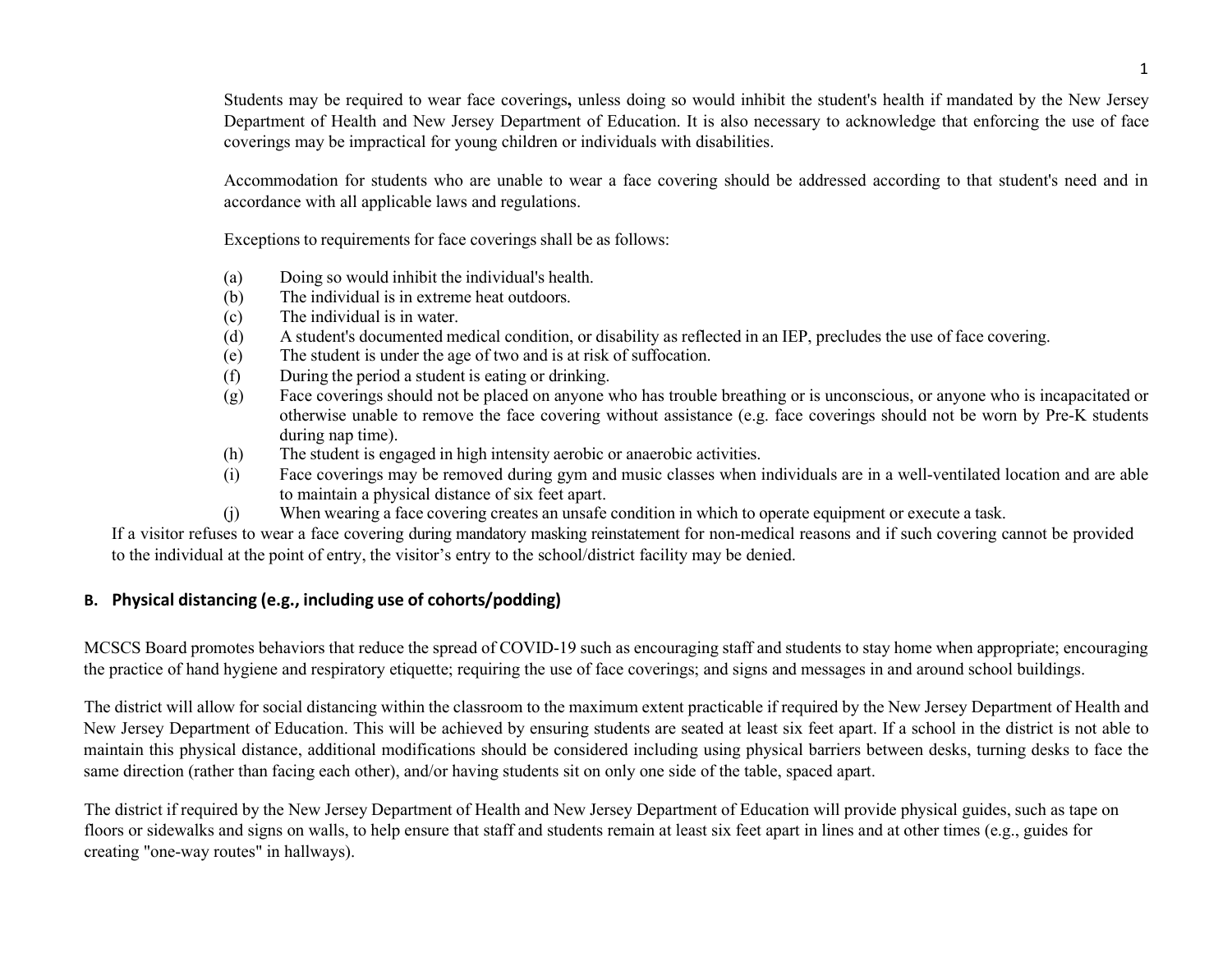Students may be required to wear face coverings**,** unless doing so would inhibit the student's health if mandated by the New Jersey Department of Health and New Jersey Department of Education. It is also necessary to acknowledge that enforcing the use of face coverings may be impractical for young children or individuals with disabilities.

Accommodation for students who are unable to wear a face covering should be addressed according to that student's need and in accordance with all applicable laws and regulations.

Exceptions to requirements for face coverings shall be as follows:

(a) Doing so would inhibit the individual's health.
(b) The individual is in extreme heat outdoors.
(c) The individual is in water.
(d) A student's documented medical condition, or disability as reflected in an IEP, precludes the use of face covering.
(e) The student is under the age of two and is at risk of suffocation.
(f) During the period a student is eating or drinking.
(g) Face coverings should not be placed on anyone who has trouble breathing or is unconscious, or anyone who is incapacitated or otherwise unable to remove the face covering without assistance (e.g. face coverings should not be worn by Pre-K students during nap time).
(h) The student is engaged in high intensity aerobic or anaerobic activities.
(i) Face coverings may be removed during gym and music classes when individuals are in a well-ventilated location and are able to maintain a physical distance of six feet apart.
(j) When wearing a face covering creates an unsafe condition in which to operate equipment or execute a task.

If a visitor refuses to wear a face covering during mandatory masking reinstatement for non-medical reasons and if such covering cannot be provided to the individual at the point of entry, the visitor's entry to the school/district facility may be denied.

## B. Physical distancing (e.g., including use of cohorts/podding)

MCSCS Board promotes behaviors that reduce the spread of COVID-19 such as encouraging staff and students to stay home when appropriate; encouraging the practice of hand hygiene and respiratory etiquette; requiring the use of face coverings; and signs and messages in and around school buildings.

The district will allow for social distancing within the classroom to the maximum extent practicable if required by the New Jersey Department of Health and New Jersey Department of Education. This will be achieved by ensuring students are seated at least six feet apart. If a school in the district is not able to maintain this physical distance, additional modifications should be considered including using physical barriers between desks, turning desks to face the same direction (rather than facing each other), and/or having students sit on only one side of the table, spaced apart.

The district if required by the New Jersey Department of Health and New Jersey Department of Education will provide physical guides, such as tape on floors or sidewalks and signs on walls, to help ensure that staff and students remain at least six feet apart in lines and at other times (e.g., guides for creating "one-way routes" in hallways).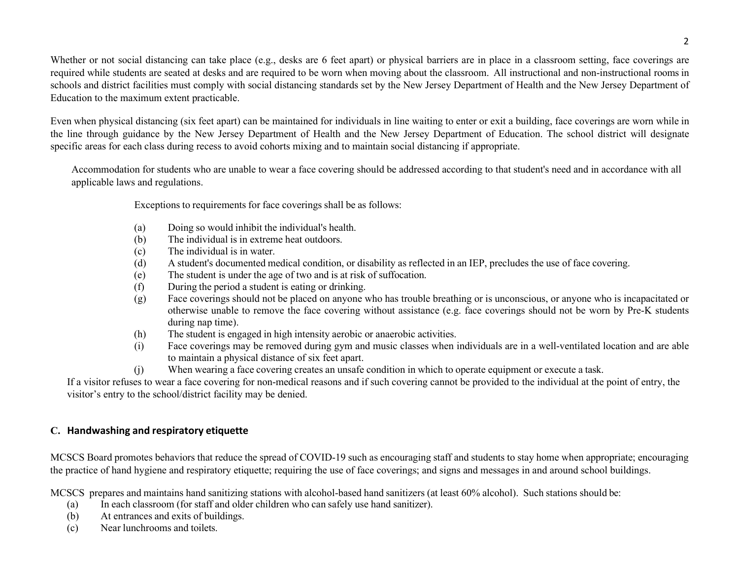Whether or not social distancing can take place (e.g., desks are 6 feet apart) or physical barriers are in place in a classroom setting, face coverings are required while students are seated at desks and are required to be worn when moving about the classroom. All instructional and non-instructional rooms in schools and district facilities must comply with social distancing standards set by the New Jersey Department of Health and the New Jersey Department of Education to the maximum extent practicable.

Even when physical distancing (six feet apart) can be maintained for individuals in line waiting to enter or exit a building, face coverings are worn while in the line through guidance by the New Jersey Department of Health and the New Jersey Department of Education. The school district will designate specific areas for each class during recess to avoid cohorts mixing and to maintain social distancing if appropriate.

Accommodation for students who are unable to wear a face covering should be addressed according to that student's need and in accordance with all applicable laws and regulations.

Exceptions to requirements for face coverings shall be as follows:

(a) Doing so would inhibit the individual's health.
(b) The individual is in extreme heat outdoors.
(c) The individual is in water.
(d) A student's documented medical condition, or disability as reflected in an IEP, precludes the use of face covering.
(e) The student is under the age of two and is at risk of suffocation.
(f) During the period a student is eating or drinking.
(g) Face coverings should not be placed on anyone who has trouble breathing or is unconscious, or anyone who is incapacitated or otherwise unable to remove the face covering without assistance (e.g. face coverings should not be worn by Pre-K students during nap time).
(h) The student is engaged in high intensity aerobic or anaerobic activities.
(i) Face coverings may be removed during gym and music classes when individuals are in a well-ventilated location and are able to maintain a physical distance of six feet apart.
(j) When wearing a face covering creates an unsafe condition in which to operate equipment or execute a task.

If a visitor refuses to wear a face covering for non-medical reasons and if such covering cannot be provided to the individual at the point of entry, the visitor's entry to the school/district facility may be denied.

## C. Handwashing and respiratory etiquette

MCSCS Board promotes behaviors that reduce the spread of COVID-19 such as encouraging staff and students to stay home when appropriate; encouraging the practice of hand hygiene and respiratory etiquette; requiring the use of face coverings; and signs and messages in and around school buildings.

MCSCS prepares and maintains hand sanitizing stations with alcohol-based hand sanitizers (at least 60% alcohol). Such stations should be:

(a) In each classroom (for staff and older children who can safely use hand sanitizer).
(b) At entrances and exits of buildings.
(c) Near lunchrooms and toilets.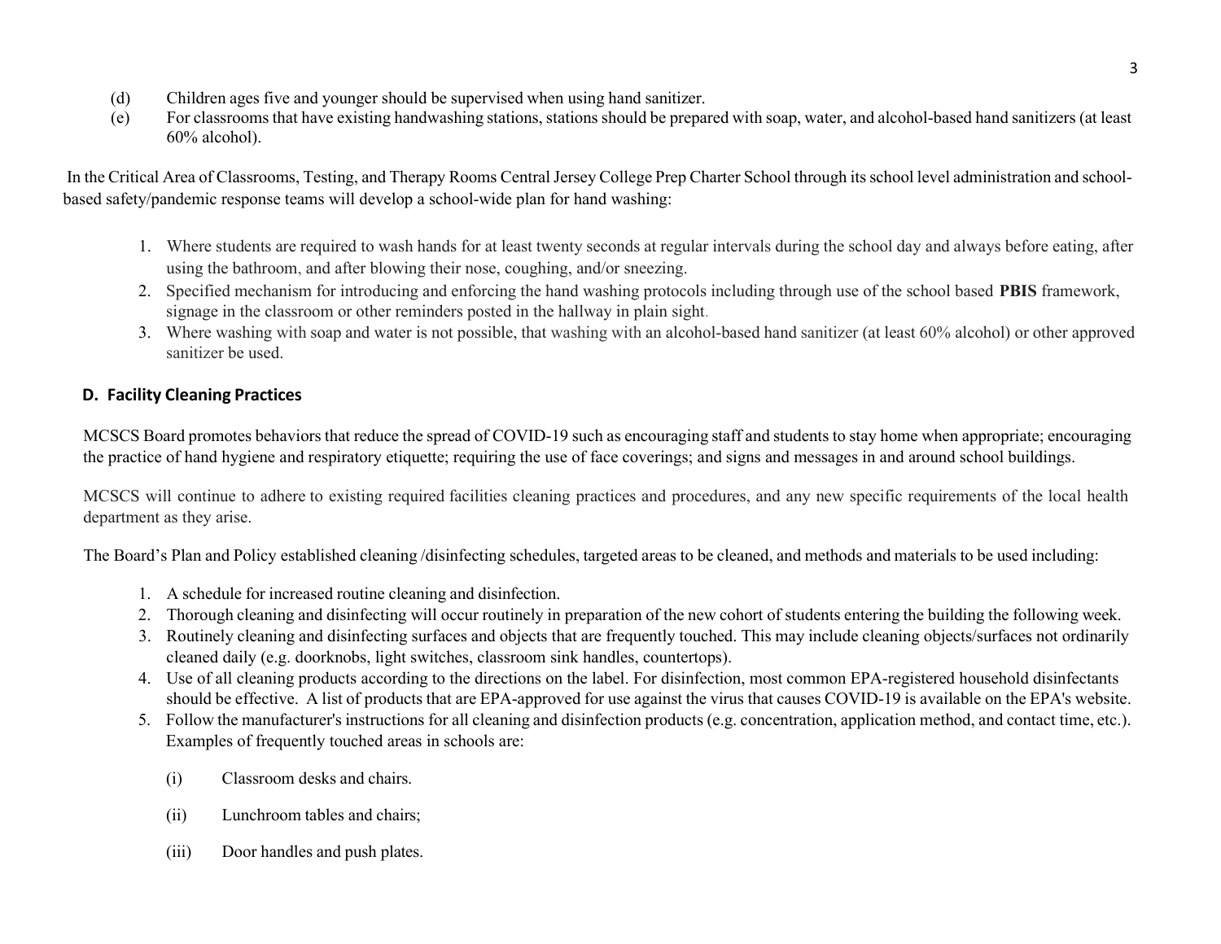(d) Children ages five and younger should be supervised when using hand sanitizer.

(e) For classrooms that have existing handwashing stations, stations should be prepared with soap, water, and alcohol-based hand sanitizers (at least 60% alcohol).

In the Critical Area of Classrooms, Testing, and Therapy Rooms Central Jersey College Prep Charter School through its school level administration and school-based safety/pandemic response teams will develop a school-wide plan for hand washing:

1. Where students are required to wash hands for at least twenty seconds at regular intervals during the school day and always before eating, after using the bathroom, and after blowing their nose, coughing, and/or sneezing.
2. Specified mechanism for introducing and enforcing the hand washing protocols including through use of the school based **PBIS** framework, signage in the classroom or other reminders posted in the hallway in plain sight.
3. Where washing with soap and water is not possible, that washing with an alcohol-based hand sanitizer (at least 60% alcohol) or other approved sanitizer be used.

### D. Facility Cleaning Practices

MCSCS Board promotes behaviors that reduce the spread of COVID-19 such as encouraging staff and students to stay home when appropriate; encouraging the practice of hand hygiene and respiratory etiquette; requiring the use of face coverings; and signs and messages in and around school buildings.

MCSCS will continue to adhere to existing required facilities cleaning practices and procedures, and any new specific requirements of the local health department as they arise.

The Board's Plan and Policy established cleaning /disinfecting schedules, targeted areas to be cleaned, and methods and materials to be used including:

1. A schedule for increased routine cleaning and disinfection.
2. Thorough cleaning and disinfecting will occur routinely in preparation of the new cohort of students entering the building the following week.
3. Routinely cleaning and disinfecting surfaces and objects that are frequently touched. This may include cleaning objects/surfaces not ordinarily cleaned daily (e.g. doorknobs, light switches, classroom sink handles, countertops).
4. Use of all cleaning products according to the directions on the label. For disinfection, most common EPA-registered household disinfectants should be effective. A list of products that are EPA-approved for use against the virus that causes COVID-19 is available on the EPA's website.
5. Follow the manufacturer's instructions for all cleaning and disinfection products (e.g. concentration, application method, and contact time, etc.). Examples of frequently touched areas in schools are:

   (i) Classroom desks and chairs.

   (ii) Lunchroom tables and chairs;

   (iii) Door handles and push plates.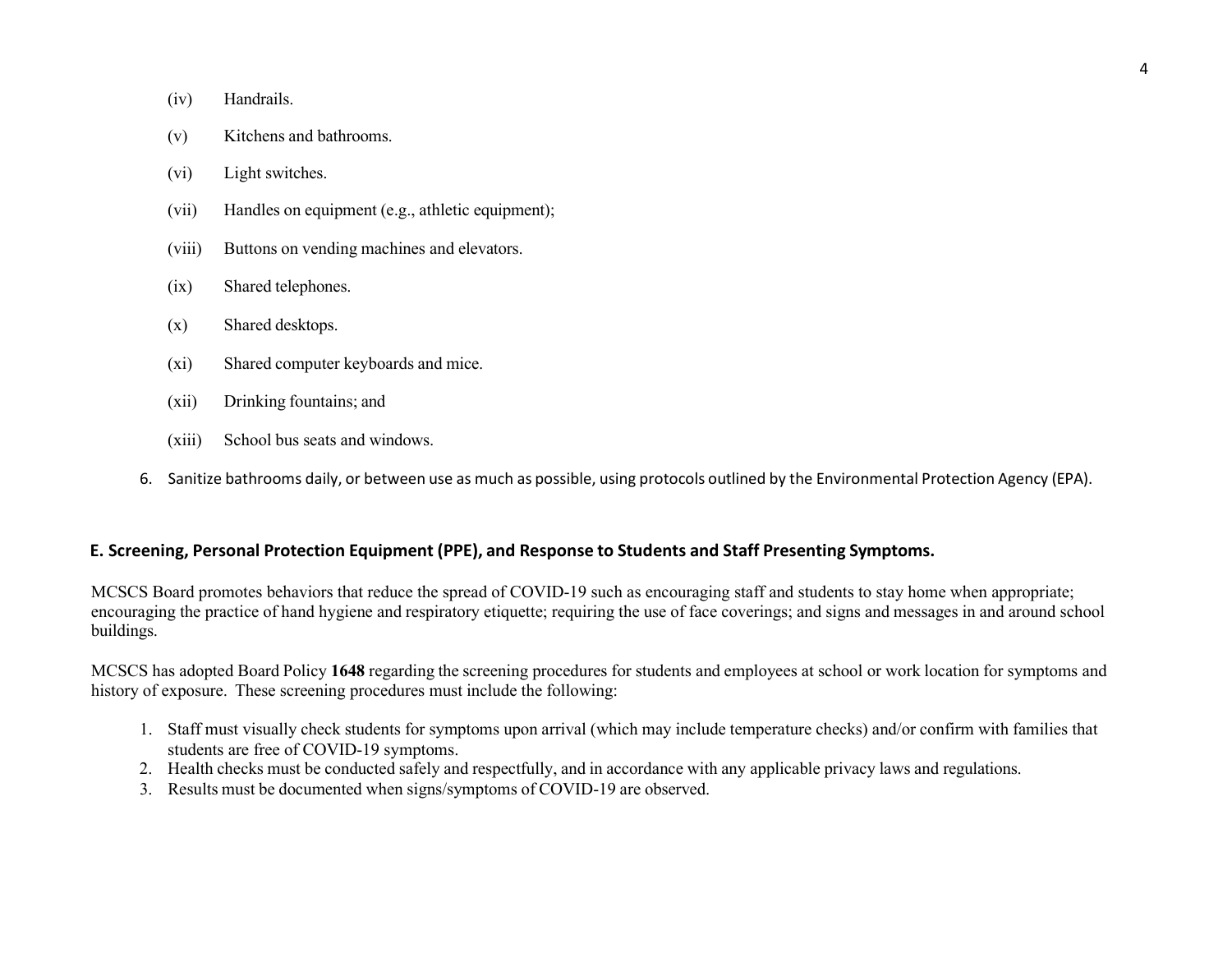(iv) Handrails.

(v) Kitchens and bathrooms.

(vi) Light switches.

(vii) Handles on equipment (e.g., athletic equipment);

(viii) Buttons on vending machines and elevators.

(ix) Shared telephones.

(x) Shared desktops.

(xi) Shared computer keyboards and mice.

(xii) Drinking fountains; and

(xiii) School bus seats and windows.

6. Sanitize bathrooms daily, or between use as much as possible, using protocols outlined by the Environmental Protection Agency (EPA).

## E. Screening, Personal Protection Equipment (PPE), and Response to Students and Staff Presenting Symptoms.

MCSCS Board promotes behaviors that reduce the spread of COVID-19 such as encouraging staff and students to stay home when appropriate; encouraging the practice of hand hygiene and respiratory etiquette; requiring the use of face coverings; and signs and messages in and around school buildings.

MCSCS has adopted Board Policy **1648** regarding the screening procedures for students and employees at school or work location for symptoms and history of exposure. These screening procedures must include the following:

1. Staff must visually check students for symptoms upon arrival (which may include temperature checks) and/or confirm with families that students are free of COVID-19 symptoms.
2. Health checks must be conducted safely and respectfully, and in accordance with any applicable privacy laws and regulations.
3. Results must be documented when signs/symptoms of COVID-19 are observed.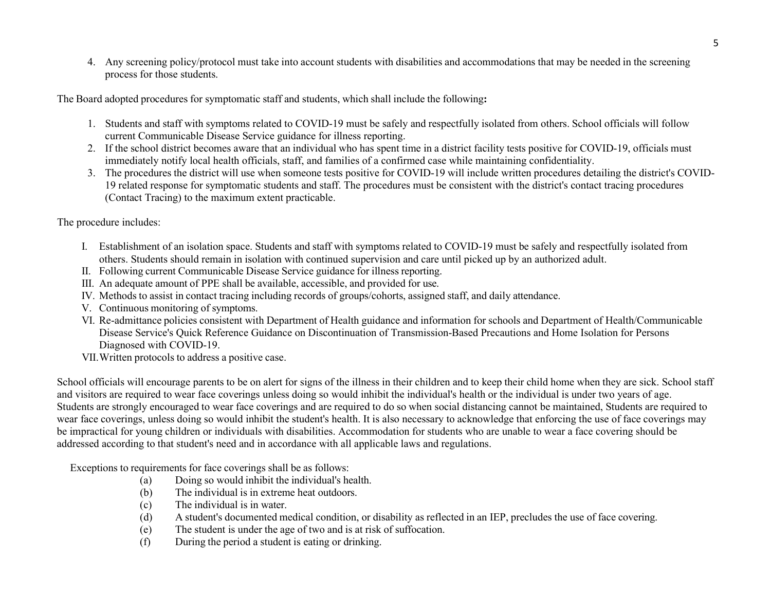4. Any screening policy/protocol must take into account students with disabilities and accommodations that may be needed in the screening process for those students.

The Board adopted procedures for symptomatic staff and students, which shall include the following**:**

1. Students and staff with symptoms related to COVID-19 must be safely and respectfully isolated from others. School officials will follow current Communicable Disease Service guidance for illness reporting.
2. If the school district becomes aware that an individual who has spent time in a district facility tests positive for COVID-19, officials must immediately notify local health officials, staff, and families of a confirmed case while maintaining confidentiality.
3. The procedures the district will use when someone tests positive for COVID-19 will include written procedures detailing the district's COVID-19 related response for symptomatic students and staff. The procedures must be consistent with the district's contact tracing procedures (Contact Tracing) to the maximum extent practicable.

The procedure includes:

I. Establishment of an isolation space. Students and staff with symptoms related to COVID-19 must be safely and respectfully isolated from others. Students should remain in isolation with continued supervision and care until picked up by an authorized adult.
II. Following current Communicable Disease Service guidance for illness reporting.
III. An adequate amount of PPE shall be available, accessible, and provided for use.
IV. Methods to assist in contact tracing including records of groups/cohorts, assigned staff, and daily attendance.
V. Continuous monitoring of symptoms.
VI. Re-admittance policies consistent with Department of Health guidance and information for schools and Department of Health/Communicable Disease Service's Quick Reference Guidance on Discontinuation of Transmission-Based Precautions and Home Isolation for Persons Diagnosed with COVID-19.
VII. Written protocols to address a positive case.

School officials will encourage parents to be on alert for signs of the illness in their children and to keep their child home when they are sick. School staff and visitors are required to wear face coverings unless doing so would inhibit the individual's health or the individual is under two years of age. Students are strongly encouraged to wear face coverings and are required to do so when social distancing cannot be maintained, Students are required to wear face coverings, unless doing so would inhibit the student's health. It is also necessary to acknowledge that enforcing the use of face coverings may be impractical for young children or individuals with disabilities. Accommodation for students who are unable to wear a face covering should be addressed according to that student's need and in accordance with all applicable laws and regulations.

Exceptions to requirements for face coverings shall be as follows:

(a) Doing so would inhibit the individual's health.
(b) The individual is in extreme heat outdoors.
(c) The individual is in water.
(d) A student's documented medical condition, or disability as reflected in an IEP, precludes the use of face covering.
(e) The student is under the age of two and is at risk of suffocation.
(f) During the period a student is eating or drinking.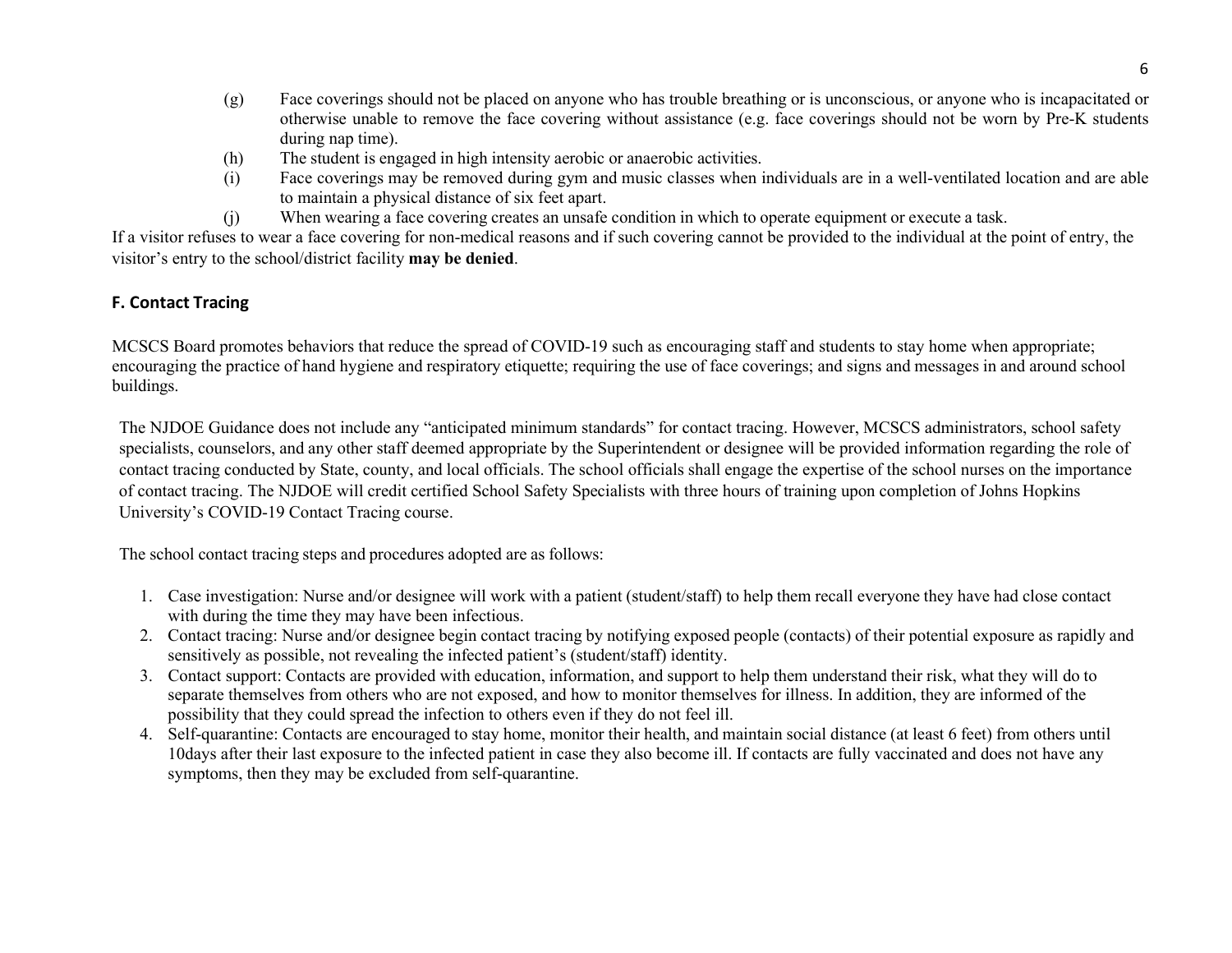(g) Face coverings should not be placed on anyone who has trouble breathing or is unconscious, or anyone who is incapacitated or otherwise unable to remove the face covering without assistance (e.g. face coverings should not be worn by Pre-K students during nap time).

(h) The student is engaged in high intensity aerobic or anaerobic activities.

(i) Face coverings may be removed during gym and music classes when individuals are in a well-ventilated location and are able to maintain a physical distance of six feet apart.

(j) When wearing a face covering creates an unsafe condition in which to operate equipment or execute a task.

If a visitor refuses to wear a face covering for non-medical reasons and if such covering cannot be provided to the individual at the point of entry, the visitor's entry to the school/district facility **may be denied**.

## F. Contact Tracing

MCSCS Board promotes behaviors that reduce the spread of COVID-19 such as encouraging staff and students to stay home when appropriate; encouraging the practice of hand hygiene and respiratory etiquette; requiring the use of face coverings; and signs and messages in and around school buildings.

The NJDOE Guidance does not include any "anticipated minimum standards" for contact tracing. However, MCSCS administrators, school safety specialists, counselors, and any other staff deemed appropriate by the Superintendent or designee will be provided information regarding the role of contact tracing conducted by State, county, and local officials. The school officials shall engage the expertise of the school nurses on the importance of contact tracing. The NJDOE will credit certified School Safety Specialists with three hours of training upon completion of Johns Hopkins University's COVID-19 Contact Tracing course.

The school contact tracing steps and procedures adopted are as follows:

1. Case investigation: Nurse and/or designee will work with a patient (student/staff) to help them recall everyone they have had close contact with during the time they may have been infectious.
2. Contact tracing: Nurse and/or designee begin contact tracing by notifying exposed people (contacts) of their potential exposure as rapidly and sensitively as possible, not revealing the infected patient's (student/staff) identity.
3. Contact support: Contacts are provided with education, information, and support to help them understand their risk, what they will do to separate themselves from others who are not exposed, and how to monitor themselves for illness. In addition, they are informed of the possibility that they could spread the infection to others even if they do not feel ill.
4. Self-quarantine: Contacts are encouraged to stay home, monitor their health, and maintain social distance (at least 6 feet) from others until 10days after their last exposure to the infected patient in case they also become ill. If contacts are fully vaccinated and does not have any symptoms, then they may be excluded from self-quarantine.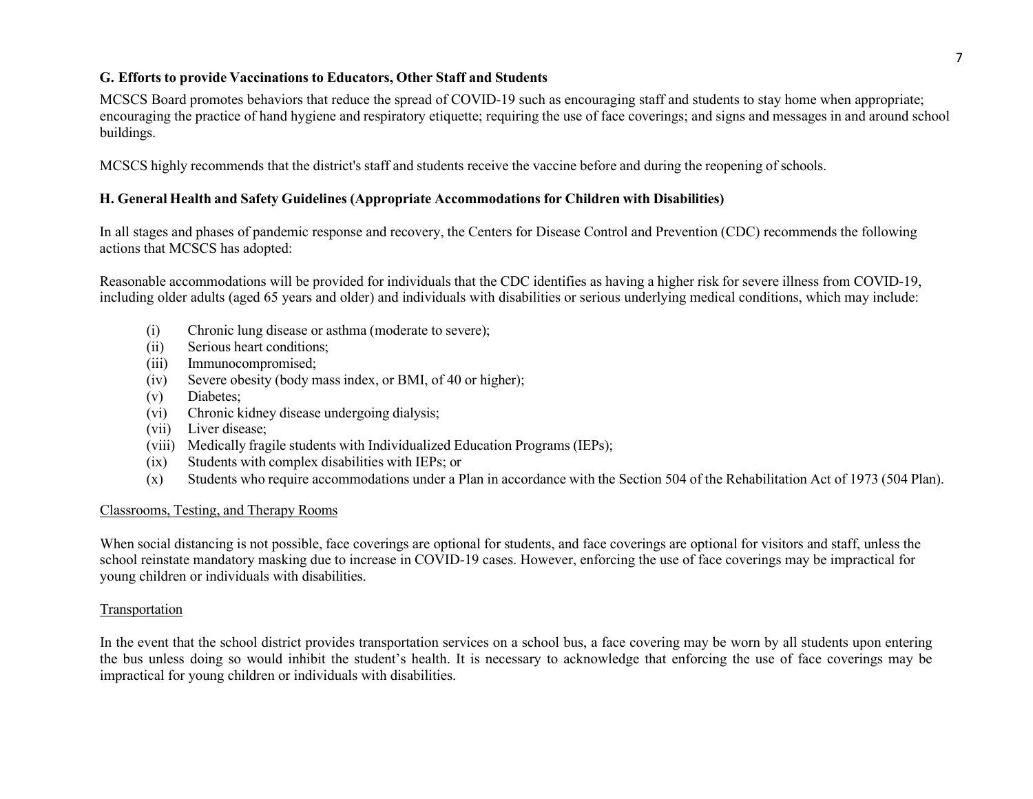### G. Efforts to provide Vaccinations to Educators, Other Staff and Students

MCSCS Board promotes behaviors that reduce the spread of COVID-19 such as encouraging staff and students to stay home when appropriate; encouraging the practice of hand hygiene and respiratory etiquette; requiring the use of face coverings; and signs and messages in and around school buildings.

MCSCS highly recommends that the district's staff and students receive the vaccine before and during the reopening of schools.

### H. General Health and Safety Guidelines (Appropriate Accommodations for Children with Disabilities)

In all stages and phases of pandemic response and recovery, the Centers for Disease Control and Prevention (CDC) recommends the following actions that MCSCS has adopted:

Reasonable accommodations will be provided for individuals that the CDC identifies as having a higher risk for severe illness from COVID-19, including older adults (aged 65 years and older) and individuals with disabilities or serious underlying medical conditions, which may include:

- (i) Chronic lung disease or asthma (moderate to severe);
- (ii) Serious heart conditions;
- (iii) Immunocompromised;
- (iv) Severe obesity (body mass index, or BMI, of 40 or higher);
- (v) Diabetes;
- (vi) Chronic kidney disease undergoing dialysis;
- (vii) Liver disease;
- (viii) Medically fragile students with Individualized Education Programs (IEPs);
- (ix) Students with complex disabilities with IEPs; or
- (x) Students who require accommodations under a Plan in accordance with the Section 504 of the Rehabilitation Act of 1973 (504 Plan).

<u>Classrooms, Testing, and Therapy Rooms</u>

When social distancing is not possible, face coverings are optional for students, and face coverings are optional for visitors and staff, unless the school reinstate mandatory masking due to increase in COVID-19 cases. However, enforcing the use of face coverings may be impractical for young children or individuals with disabilities.

<u>Transportation</u>

In the event that the school district provides transportation services on a school bus, a face covering may be worn by all students upon entering the bus unless doing so would inhibit the student's health. It is necessary to acknowledge that enforcing the use of face coverings may be impractical for young children or individuals with disabilities.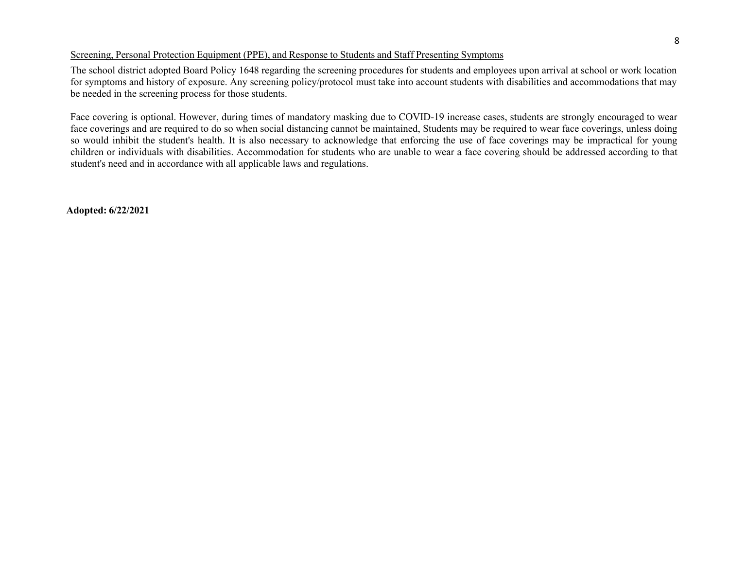Screening, Personal Protection Equipment (PPE), and Response to Students and Staff Presenting Symptoms

The school district adopted Board Policy 1648 regarding the screening procedures for students and employees upon arrival at school or work location for symptoms and history of exposure. Any screening policy/protocol must take into account students with disabilities and accommodations that may be needed in the screening process for those students.

Face covering is optional. However, during times of mandatory masking due to COVID-19 increase cases, students are strongly encouraged to wear face coverings and are required to do so when social distancing cannot be maintained, Students may be required to wear face coverings, unless doing so would inhibit the student's health. It is also necessary to acknowledge that enforcing the use of face coverings may be impractical for young children or individuals with disabilities. Accommodation for students who are unable to wear a face covering should be addressed according to that student's need and in accordance with all applicable laws and regulations.

**Adopted: 6/22/2021**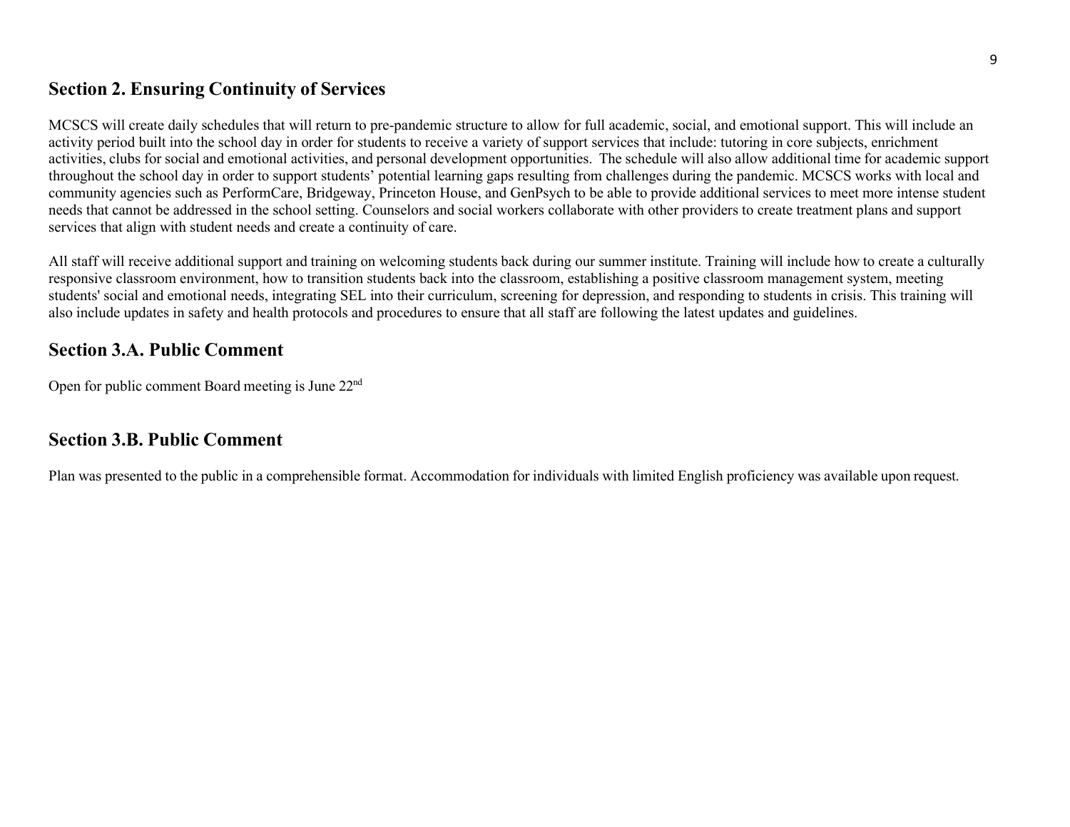## Section 2. Ensuring Continuity of Services

MCSCS will create daily schedules that will return to pre-pandemic structure to allow for full academic, social, and emotional support. This will include an activity period built into the school day in order for students to receive a variety of support services that include: tutoring in core subjects, enrichment activities, clubs for social and emotional activities, and personal development opportunities. The schedule will also allow additional time for academic support throughout the school day in order to support students' potential learning gaps resulting from challenges during the pandemic. MCSCS works with local and community agencies such as PerformCare, Bridgeway, Princeton House, and GenPsych to be able to provide additional services to meet more intense student needs that cannot be addressed in the school setting. Counselors and social workers collaborate with other providers to create treatment plans and support services that align with student needs and create a continuity of care.

All staff will receive additional support and training on welcoming students back during our summer institute. Training will include how to create a culturally responsive classroom environment, how to transition students back into the classroom, establishing a positive classroom management system, meeting students' social and emotional needs, integrating SEL into their curriculum, screening for depression, and responding to students in crisis. This training will also include updates in safety and health protocols and procedures to ensure that all staff are following the latest updates and guidelines.

## Section 3.A. Public Comment

Open for public comment Board meeting is June 22nd

## Section 3.B. Public Comment

Plan was presented to the public in a comprehensible format. Accommodation for individuals with limited English proficiency was available upon request.